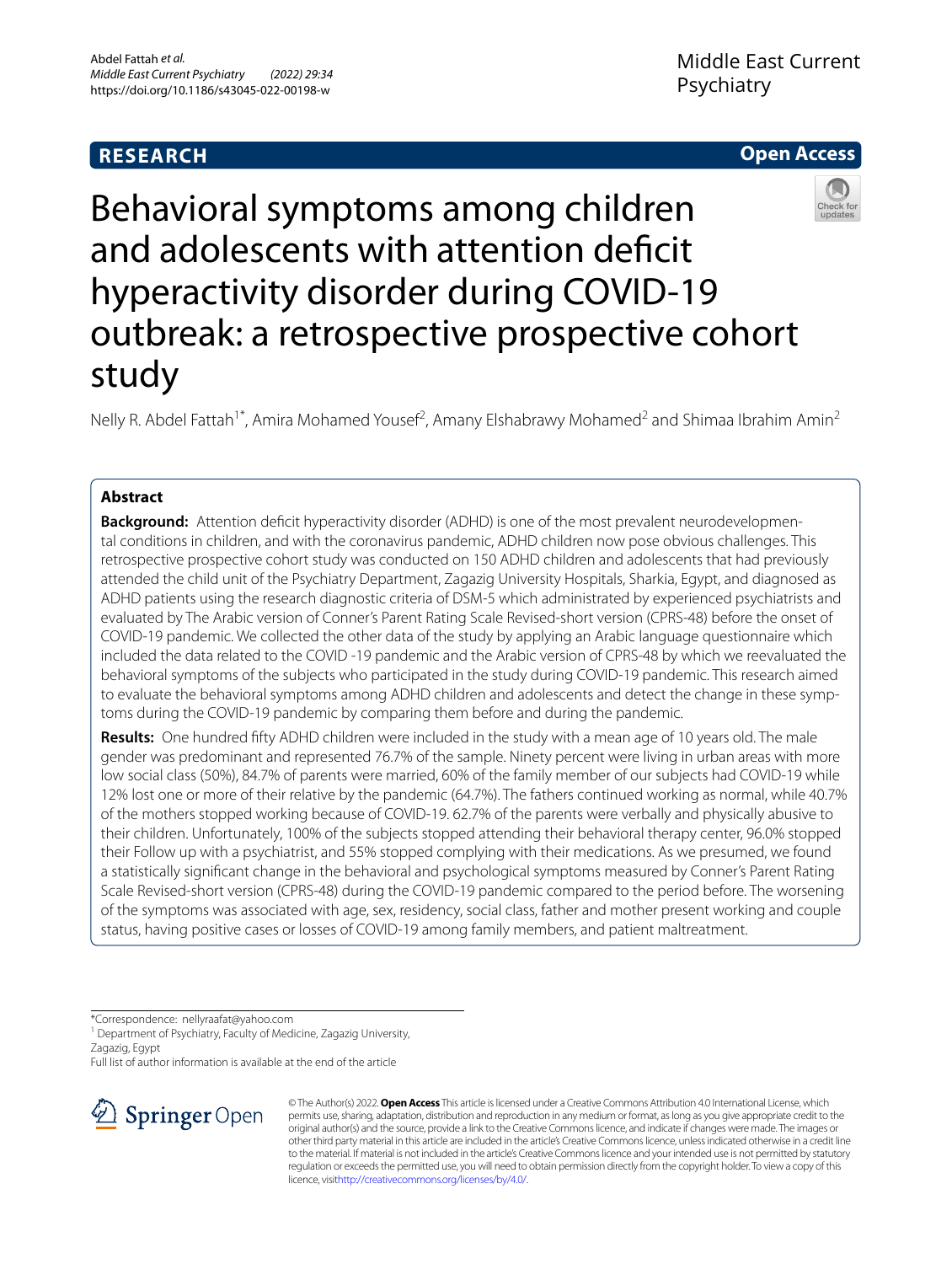**RESEARCH** **Open Access**

# Behavioral symptoms among children and adolescents with attention deficit hyperactivity disorder during COVID-19 outbreak: a retrospective prospective cohort study

Nelly R. Abdel Fattah[1*], Amira Mohamed Yousef[2], Amany Elshabrawy Mohamed[2] and Shimaa Ibrahim Amin[2]

## Abstract

**Background:** Attention deficit hyperactivity disorder (ADHD) is one of the most prevalent neurodevelopmental conditions in children, and with the coronavirus pandemic, ADHD children now pose obvious challenges. This retrospective prospective cohort study was conducted on 150 ADHD children and adolescents that had previously attended the child unit of the Psychiatry Department, Zagazig University Hospitals, Sharkia, Egypt, and diagnosed as ADHD patients using the research diagnostic criteria of DSM-5 which administrated by experienced psychiatrists and evaluated by The Arabic version of Conner's Parent Rating Scale Revised-short version (CPRS-48) before the onset of COVID-19 pandemic. We collected the other data of the study by applying an Arabic language questionnaire which included the data related to the COVID -19 pandemic and the Arabic version of CPRS-48 by which we reevaluated the behavioral symptoms of the subjects who participated in the study during COVID-19 pandemic. This research aimed to evaluate the behavioral symptoms among ADHD children and adolescents and detect the change in these symptoms during the COVID-19 pandemic by comparing them before and during the pandemic.

**Results:** One hundred fifty ADHD children were included in the study with a mean age of 10 years old. The male gender was predominant and represented 76.7% of the sample. Ninety percent were living in urban areas with more low social class (50%), 84.7% of parents were married, 60% of the family member of our subjects had COVID-19 while 12% lost one or more of their relative by the pandemic (64.7%). The fathers continued working as normal, while 40.7% of the mothers stopped working because of COVID-19. 62.7% of the parents were verbally and physically abusive to their children. Unfortunately, 100% of the subjects stopped attending their behavioral therapy center, 96.0% stopped their Follow up with a psychiatrist, and 55% stopped complying with their medications. As we presumed, we found a statistically significant change in the behavioral and psychological symptoms measured by Conner's Parent Rating Scale Revised-short version (CPRS-48) during the COVID-19 pandemic compared to the period before. The worsening of the symptoms was associated with age, sex, residency, social class, father and mother present working and couple status, having positive cases or losses of COVID-19 among family members, and patient maltreatment.

*Correspondence: nellyraafat@yahoo.com
[1] Department of Psychiatry, Faculty of Medicine, Zagazig University, Zagazig, Egypt
Full list of author information is available at the end of the article

© The Author(s) 2022. **Open Access** This article is licensed under a Creative Commons Attribution 4.0 International License, which permits use, sharing, adaptation, distribution and reproduction in any medium or format, as long as you give appropriate credit to the original author(s) and the source, provide a link to the Creative Commons licence, and indicate if changes were made. The images or other third party material in this article are included in the article's Creative Commons licence, unless indicated otherwise in a credit line to the material. If material is not included in the article's Creative Commons licence and your intended use is not permitted by statutory regulation or exceeds the permitted use, you will need to obtain permission directly from the copyright holder. To view a copy of this licence, visit http://creativecommons.org/licenses/by/4.0/.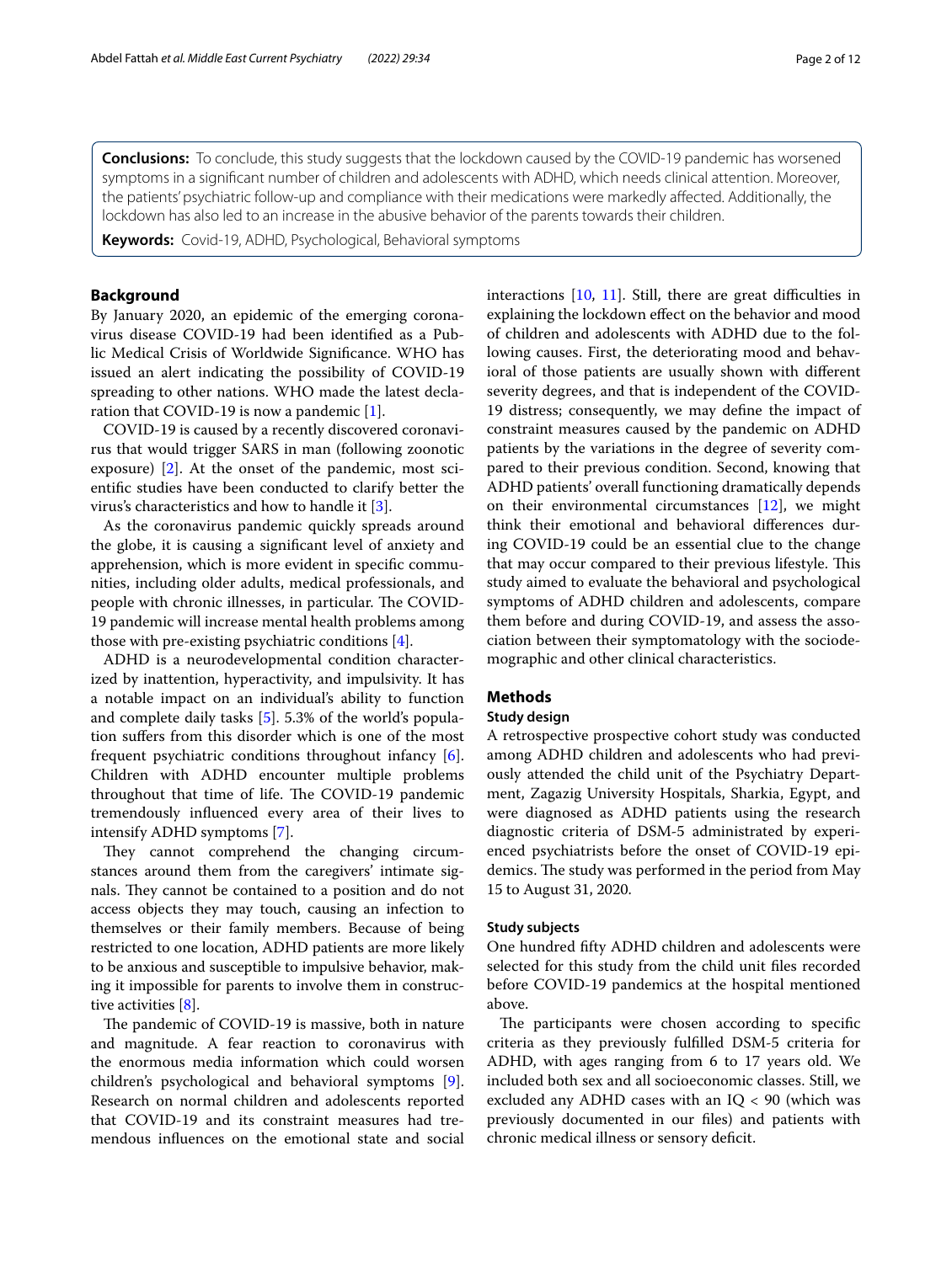**Conclusions:** To conclude, this study suggests that the lockdown caused by the COVID-19 pandemic has worsened symptoms in a significant number of children and adolescents with ADHD, which needs clinical attention. Moreover, the patients' psychiatric follow-up and compliance with their medications were markedly affected. Additionally, the lockdown has also led to an increase in the abusive behavior of the parents towards their children.

**Keywords:** Covid-19, ADHD, Psychological, Behavioral symptoms

## Background

By January 2020, an epidemic of the emerging coronavirus disease COVID-19 had been identified as a Public Medical Crisis of Worldwide Significance. WHO has issued an alert indicating the possibility of COVID-19 spreading to other nations. WHO made the latest declaration that COVID-19 is now a pandemic [1].

COVID-19 is caused by a recently discovered coronavirus that would trigger SARS in man (following zoonotic exposure) [2]. At the onset of the pandemic, most scientific studies have been conducted to clarify better the virus's characteristics and how to handle it [3].

As the coronavirus pandemic quickly spreads around the globe, it is causing a significant level of anxiety and apprehension, which is more evident in specific communities, including older adults, medical professionals, and people with chronic illnesses, in particular. The COVID-19 pandemic will increase mental health problems among those with pre-existing psychiatric conditions [4].

ADHD is a neurodevelopmental condition characterized by inattention, hyperactivity, and impulsivity. It has a notable impact on an individual's ability to function and complete daily tasks [5]. 5.3% of the world's population suffers from this disorder which is one of the most frequent psychiatric conditions throughout infancy [6]. Children with ADHD encounter multiple problems throughout that time of life. The COVID-19 pandemic tremendously influenced every area of their lives to intensify ADHD symptoms [7].

They cannot comprehend the changing circumstances around them from the caregivers' intimate signals. They cannot be contained to a position and do not access objects they may touch, causing an infection to themselves or their family members. Because of being restricted to one location, ADHD patients are more likely to be anxious and susceptible to impulsive behavior, making it impossible for parents to involve them in constructive activities [8].

The pandemic of COVID-19 is massive, both in nature and magnitude. A fear reaction to coronavirus with the enormous media information which could worsen children's psychological and behavioral symptoms [9]. Research on normal children and adolescents reported that COVID-19 and its constraint measures had tremendous influences on the emotional state and social interactions [10, 11]. Still, there are great difficulties in explaining the lockdown effect on the behavior and mood of children and adolescents with ADHD due to the following causes. First, the deteriorating mood and behavioral of those patients are usually shown with different severity degrees, and that is independent of the COVID-19 distress; consequently, we may define the impact of constraint measures caused by the pandemic on ADHD patients by the variations in the degree of severity compared to their previous condition. Second, knowing that ADHD patients' overall functioning dramatically depends on their environmental circumstances [12], we might think their emotional and behavioral differences during COVID-19 could be an essential clue to the change that may occur compared to their previous lifestyle. This study aimed to evaluate the behavioral and psychological symptoms of ADHD children and adolescents, compare them before and during COVID-19, and assess the association between their symptomatology with the sociodemographic and other clinical characteristics.

## Methods

### Study design

A retrospective prospective cohort study was conducted among ADHD children and adolescents who had previously attended the child unit of the Psychiatry Department, Zagazig University Hospitals, Sharkia, Egypt, and were diagnosed as ADHD patients using the research diagnostic criteria of DSM-5 administrated by experienced psychiatrists before the onset of COVID-19 epidemics. The study was performed in the period from May 15 to August 31, 2020.

### Study subjects

One hundred fifty ADHD children and adolescents were selected for this study from the child unit files recorded before COVID-19 pandemics at the hospital mentioned above.

The participants were chosen according to specific criteria as they previously fulfilled DSM-5 criteria for ADHD, with ages ranging from 6 to 17 years old. We included both sex and all socioeconomic classes. Still, we excluded any ADHD cases with an IQ < 90 (which was previously documented in our files) and patients with chronic medical illness or sensory deficit.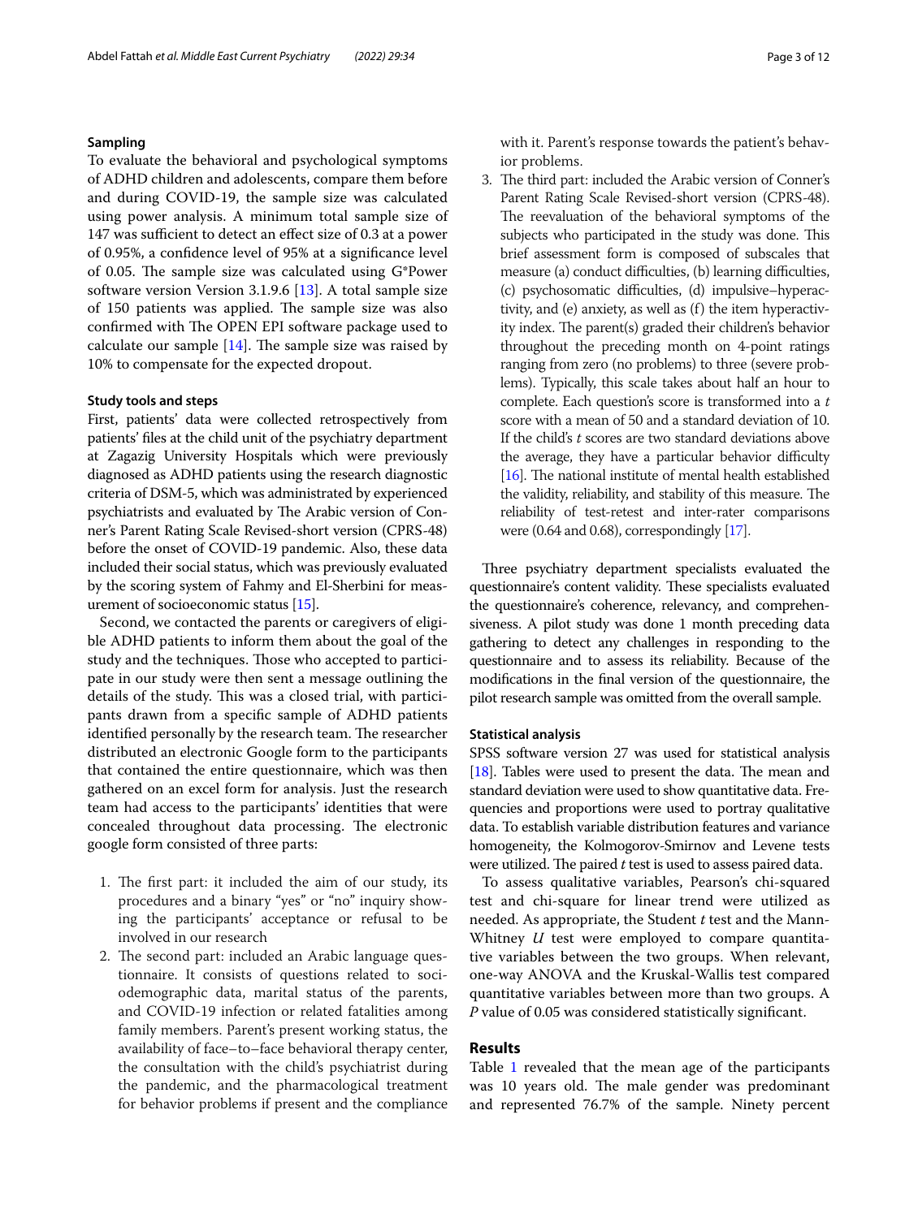### Sampling

To evaluate the behavioral and psychological symptoms of ADHD children and adolescents, compare them before and during COVID-19, the sample size was calculated using power analysis. A minimum total sample size of 147 was sufficient to detect an effect size of 0.3 at a power of 0.95%, a confidence level of 95% at a significance level of 0.05. The sample size was calculated using G*Power software version Version 3.1.9.6 [13]. A total sample size of 150 patients was applied. The sample size was also confirmed with The OPEN EPI software package used to calculate our sample [14]. The sample size was raised by 10% to compensate for the expected dropout.

### Study tools and steps

First, patients' data were collected retrospectively from patients' files at the child unit of the psychiatry department at Zagazig University Hospitals which were previously diagnosed as ADHD patients using the research diagnostic criteria of DSM-5, which was administrated by experienced psychiatrists and evaluated by The Arabic version of Conner's Parent Rating Scale Revised-short version (CPRS-48) before the onset of COVID-19 pandemic. Also, these data included their social status, which was previously evaluated by the scoring system of Fahmy and El-Sherbini for measurement of socioeconomic status [15].

Second, we contacted the parents or caregivers of eligible ADHD patients to inform them about the goal of the study and the techniques. Those who accepted to participate in our study were then sent a message outlining the details of the study. This was a closed trial, with participants drawn from a specific sample of ADHD patients identified personally by the research team. The researcher distributed an electronic Google form to the participants that contained the entire questionnaire, which was then gathered on an excel form for analysis. Just the research team had access to the participants' identities that were concealed throughout data processing. The electronic google form consisted of three parts:

1. The first part: it included the aim of our study, its procedures and a binary "yes" or "no" inquiry showing the participants' acceptance or refusal to be involved in our research
2. The second part: included an Arabic language questionnaire. It consists of questions related to sociodemographic data, marital status of the parents, and COVID-19 infection or related fatalities among family members. Parent's present working status, the availability of face–to–face behavioral therapy center, the consultation with the child's psychiatrist during the pandemic, and the pharmacological treatment for behavior problems if present and the compliance with it. Parent's response towards the patient's behavior problems.
3. The third part: included the Arabic version of Conner's Parent Rating Scale Revised-short version (CPRS-48). The reevaluation of the behavioral symptoms of the subjects who participated in the study was done. This brief assessment form is composed of subscales that measure (a) conduct difficulties, (b) learning difficulties, (c) psychosomatic difficulties, (d) impulsive–hyperactivity, and (e) anxiety, as well as (f) the item hyperactivity index. The parent(s) graded their children's behavior throughout the preceding month on 4-point ratings ranging from zero (no problems) to three (severe problems). Typically, this scale takes about half an hour to complete. Each question's score is transformed into a *t* score with a mean of 50 and a standard deviation of 10. If the child's *t* scores are two standard deviations above the average, they have a particular behavior difficulty [16]. The national institute of mental health established the validity, reliability, and stability of this measure. The reliability of test-retest and inter-rater comparisons were (0.64 and 0.68), correspondingly [17].

Three psychiatry department specialists evaluated the questionnaire's content validity. These specialists evaluated the questionnaire's coherence, relevancy, and comprehensiveness. A pilot study was done 1 month preceding data gathering to detect any challenges in responding to the questionnaire and to assess its reliability. Because of the modifications in the final version of the questionnaire, the pilot research sample was omitted from the overall sample.

### Statistical analysis

SPSS software version 27 was used for statistical analysis [18]. Tables were used to present the data. The mean and standard deviation were used to show quantitative data. Frequencies and proportions were used to portray qualitative data. To establish variable distribution features and variance homogeneity, the Kolmogorov-Smirnov and Levene tests were utilized. The paired *t* test is used to assess paired data.

To assess qualitative variables, Pearson's chi-squared test and chi-square for linear trend were utilized as needed. As appropriate, the Student *t* test and the Mann-Whitney *U* test were employed to compare quantitative variables between the two groups. When relevant, one-way ANOVA and the Kruskal-Wallis test compared quantitative variables between more than two groups. A *P* value of 0.05 was considered statistically significant.

## Results

Table 1 revealed that the mean age of the participants was 10 years old. The male gender was predominant and represented 76.7% of the sample. Ninety percent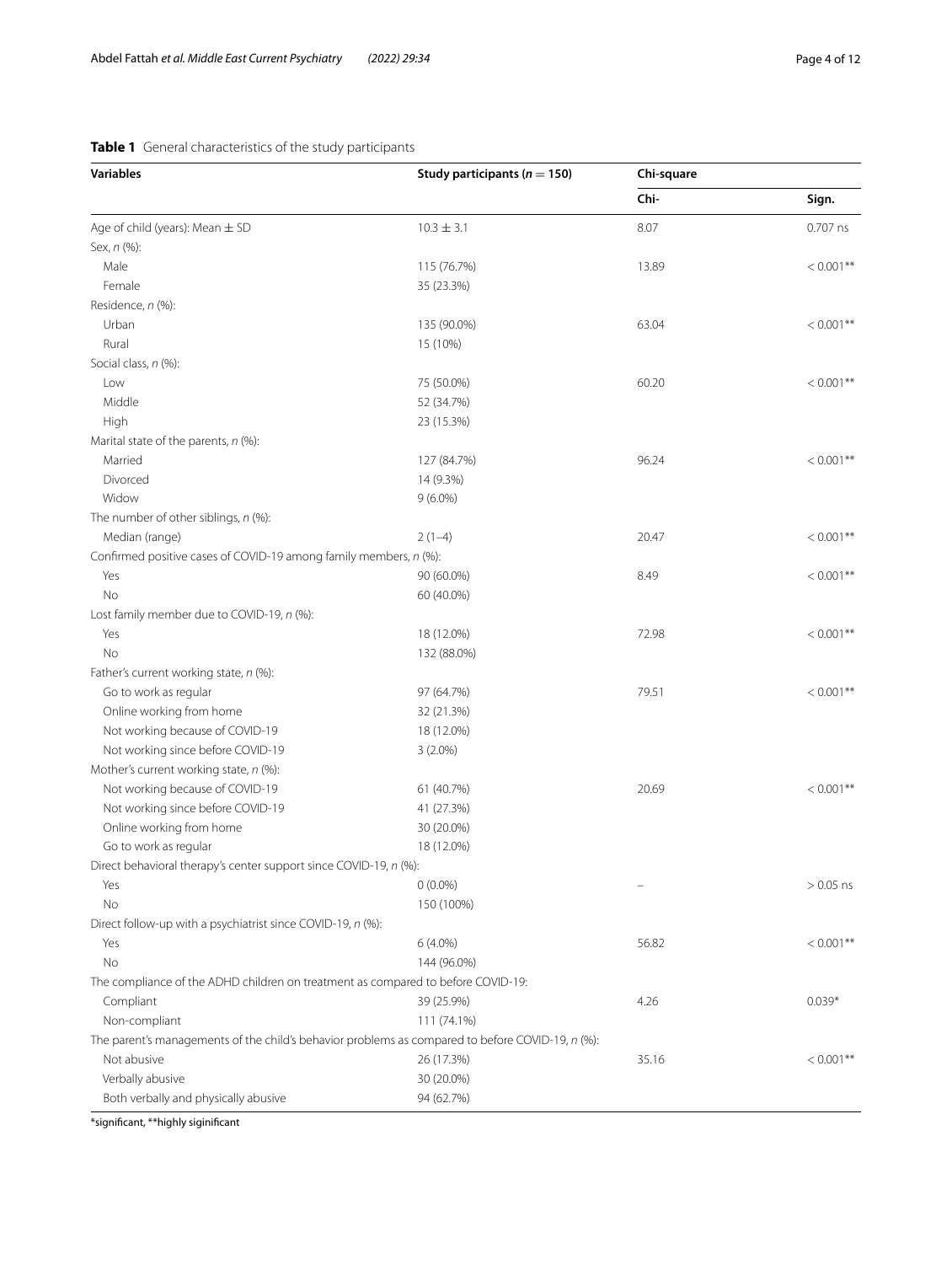**Table 1** General characteristics of the study participants

| Variables | Study participants ($n = 150$) | Chi-square | |
|---|---|---|---|
| | | Chi- | Sign. |
| Age of child (years): Mean ± SD | 10.3 ± 3.1 | 8.07 | 0.707 ns |
| Sex, *n* (%): | | | |
| Male | 115 (76.7%) | 13.89 | < 0.001** |
| Female | 35 (23.3%) | | |
| Residence, *n* (%): | | | |
| Urban | 135 (90.0%) | 63.04 | < 0.001** |
| Rural | 15 (10%) | | |
| Social class, *n* (%): | | | |
| Low | 75 (50.0%) | 60.20 | < 0.001** |
| Middle | 52 (34.7%) | | |
| High | 23 (15.3%) | | |
| Marital state of the parents, *n* (%): | | | |
| Married | 127 (84.7%) | 96.24 | < 0.001** |
| Divorced | 14 (9.3%) | | |
| Widow | 9 (6.0%) | | |
| The number of other siblings, *n* (%): | | | |
| Median (range) | 2 (1–4) | 20.47 | < 0.001** |
| Confirmed positive cases of COVID-19 among family members, *n* (%): | | | |
| Yes | 90 (60.0%) | 8.49 | < 0.001** |
| No | 60 (40.0%) | | |
| Lost family member due to COVID-19, *n* (%): | | | |
| Yes | 18 (12.0%) | 72.98 | < 0.001** |
| No | 132 (88.0%) | | |
| Father's current working state, *n* (%): | | | |
| Go to work as regular | 97 (64.7%) | 79.51 | < 0.001** |
| Online working from home | 32 (21.3%) | | |
| Not working because of COVID-19 | 18 (12.0%) | | |
| Not working since before COVID-19 | 3 (2.0%) | | |
| Mother's current working state, *n* (%): | | | |
| Not working because of COVID-19 | 61 (40.7%) | 20.69 | < 0.001** |
| Not working since before COVID-19 | 41 (27.3%) | | |
| Online working from home | 30 (20.0%) | | |
| Go to work as regular | 18 (12.0%) | | |
| Direct behavioral therapy's center support since COVID-19, *n* (%): | | | |
| Yes | 0 (0.0%) | – | > 0.05 ns |
| No | 150 (100%) | | |
| Direct follow-up with a psychiatrist since COVID-19, *n* (%): | | | |
| Yes | 6 (4.0%) | 56.82 | < 0.001** |
| No | 144 (96.0%) | | |
| The compliance of the ADHD children on treatment as compared to before COVID-19: | | | |
| Compliant | 39 (25.9%) | 4.26 | 0.039* |
| Non-compliant | 111 (74.1%) | | |
| The parent's managements of the child's behavior problems as compared to before COVID-19, *n* (%): | | | |
| Not abusive | 26 (17.3%) | 35.16 | < 0.001** |
| Verbally abusive | 30 (20.0%) | | |
| Both verbally and physically abusive | 94 (62.7%) | | |

*significant, **highly siginificant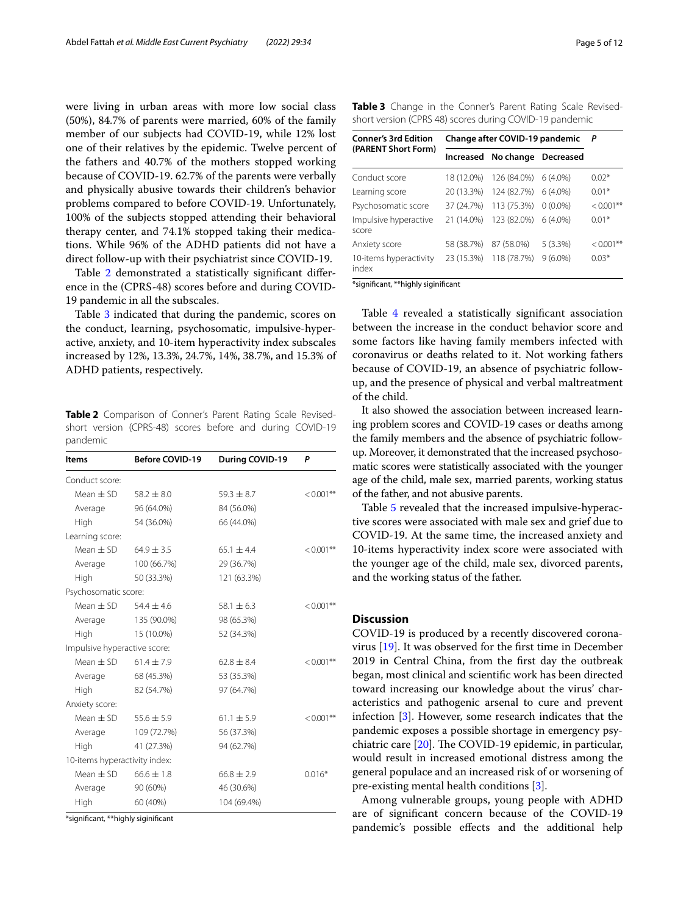were living in urban areas with more low social class (50%), 84.7% of parents were married, 60% of the family member of our subjects had COVID-19, while 12% lost one of their relatives by the epidemic. Twelve percent of the fathers and 40.7% of the mothers stopped working because of COVID-19. 62.7% of the parents were verbally and physically abusive towards their children's behavior problems compared to before COVID-19. Unfortunately, 100% of the subjects stopped attending their behavioral therapy center, and 74.1% stopped taking their medications. While 96% of the ADHD patients did not have a direct follow-up with their psychiatrist since COVID-19.

Table 2 demonstrated a statistically significant difference in the (CPRS-48) scores before and during COVID-19 pandemic in all the subscales.

Table 3 indicated that during the pandemic, scores on the conduct, learning, psychosomatic, impulsive-hyperactive, anxiety, and 10-item hyperactivity index subscales increased by 12%, 13.3%, 24.7%, 14%, 38.7%, and 15.3% of ADHD patients, respectively.

**Table 2** Comparison of Conner's Parent Rating Scale Revised-short version (CPRS-48) scores before and during COVID-19 pandemic

| Items | Before COVID-19 | During COVID-19 | P |
|---|---|---|---|
| Conduct score: | | | |
| Mean ± SD | 58.2 ± 8.0 | 59.3 ± 8.7 | < 0.001** |
| Average | 96 (64.0%) | 84 (56.0%) | |
| High | 54 (36.0%) | 66 (44.0%) | |
| Learning score: | | | |
| Mean ± SD | 64.9 ± 3.5 | 65.1 ± 4.4 | < 0.001** |
| Average | 100 (66.7%) | 29 (36.7%) | |
| High | 50 (33.3%) | 121 (63.3%) | |
| Psychosomatic score: | | | |
| Mean ± SD | 54.4 ± 4.6 | 58.1 ± 6.3 | < 0.001** |
| Average | 135 (90.0%) | 98 (65.3%) | |
| High | 15 (10.0%) | 52 (34.3%) | |
| Impulsive hyperactive score: | | | |
| Mean ± SD | 61.4 ± 7.9 | 62.8 ± 8.4 | < 0.001** |
| Average | 68 (45.3%) | 53 (35.3%) | |
| High | 82 (54.7%) | 97 (64.7%) | |
| Anxiety score: | | | |
| Mean ± SD | 55.6 ± 5.9 | 61.1 ± 5.9 | < 0.001** |
| Average | 109 (72.7%) | 56 (37.3%) | |
| High | 41 (27.3%) | 94 (62.7%) | |
| 10-items hyperactivity index: | | | |
| Mean ± SD | 66.6 ± 1.8 | 66.8 ± 2.9 | 0.016* |
| Average | 90 (60%) | 46 (30.6%) | |
| High | 60 (40%) | 104 (69.4%) | |

*significant, **highly siginificant

**Table 3** Change in the Conner's Parent Rating Scale Revised-short version (CPRS 48) scores during COVID-19 pandemic

| Conner's 3rd Edition (PARENT Short Form) | Change after COVID-19 pandemic | | | P |
|---|---|---|---|---|
| | Increased | No change | Decreased | |
| Conduct score | 18 (12.0%) | 126 (84.0%) | 6 (4.0%) | 0.02* |
| Learning score | 20 (13.3%) | 124 (82.7%) | 6 (4.0%) | 0.01* |
| Psychosomatic score | 37 (24.7%) | 113 (75.3%) | 0 (0.0%) | < 0.001** |
| Impulsive hyperactive score | 21 (14.0%) | 123 (82.0%) | 6 (4.0%) | 0.01* |
| Anxiety score | 58 (38.7%) | 87 (58.0%) | 5 (3.3%) | < 0.001** |
| 10-items hyperactivity index | 23 (15.3%) | 118 (78.7%) | 9 (6.0%) | 0.03* |

*significant, **highly siginificant

Table 4 revealed a statistically significant association between the increase in the conduct behavior score and some factors like having family members infected with coronavirus or deaths related to it. Not working fathers because of COVID-19, an absence of psychiatric follow-up, and the presence of physical and verbal maltreatment of the child.

It also showed the association between increased learning problem scores and COVID-19 cases or deaths among the family members and the absence of psychiatric follow-up. Moreover, it demonstrated that the increased psychosomatic scores were statistically associated with the younger age of the child, male sex, married parents, working status of the father, and not abusive parents.

Table 5 revealed that the increased impulsive-hyperactive scores were associated with male sex and grief due to COVID-19. At the same time, the increased anxiety and 10-items hyperactivity index score were associated with the younger age of the child, male sex, divorced parents, and the working status of the father.

## Discussion

COVID-19 is produced by a recently discovered coronavirus [19]. It was observed for the first time in December 2019 in Central China, from the first day the outbreak began, most clinical and scientific work has been directed toward increasing our knowledge about the virus' characteristics and pathogenic arsenal to cure and prevent infection [3]. However, some research indicates that the pandemic exposes a possible shortage in emergency psychiatric care [20]. The COVID-19 epidemic, in particular, would result in increased emotional distress among the general populace and an increased risk of or worsening of pre-existing mental health conditions [3].

Among vulnerable groups, young people with ADHD are of significant concern because of the COVID-19 pandemic's possible effects and the additional help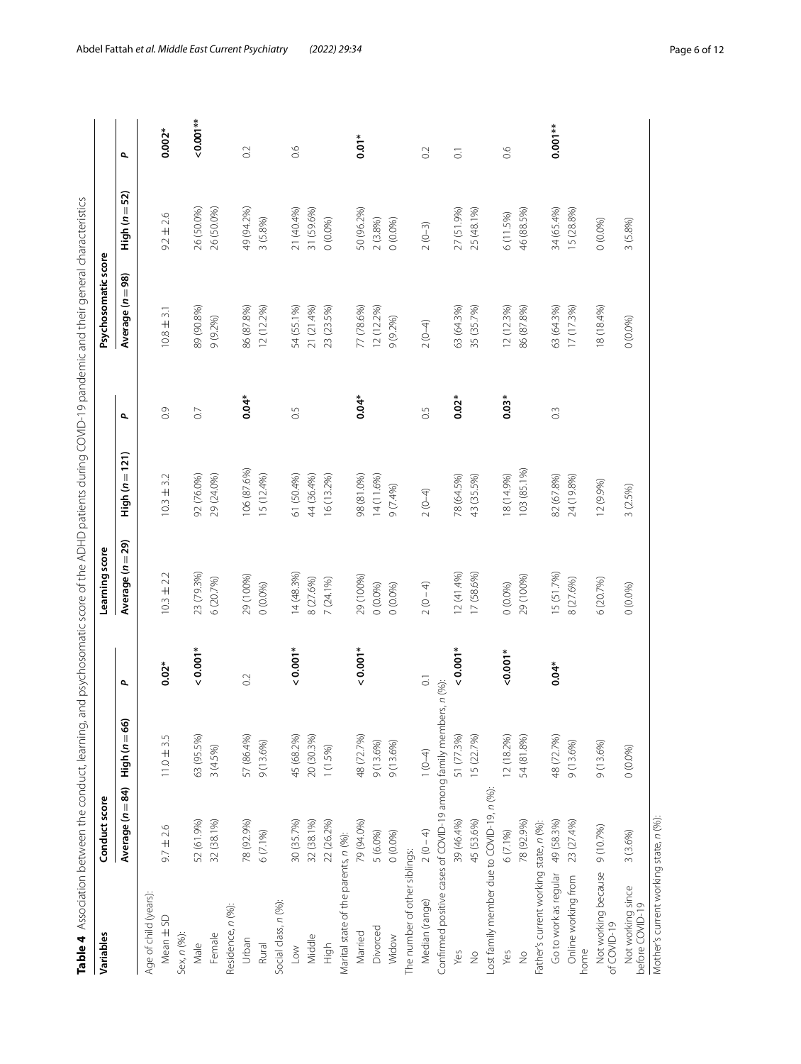**Table 4** Association between the conduct, learning, and psychosomatic score of the ADHD patients during COVID-19 pandemic and their general characteristics

| Variables | Conduct score | | | Learning score | | | Psychosomatic score | | |
|---|---|---|---|---|---|---|---|---|---|
| | Average (n = 84) | High (n = 66) | P | Average (n = 29) | High (n = 121) | P | Average (n = 98) | High (n = 52) | P |
| Age of child (years): | | | | | | | | | |
| Mean ± SD | 9.7 ± 2.6 | 11.0 ± 3.5 | **0.02*** | 10.3 ± 2.2 | 10.3 ± 3.2 | 0.9 | 10.8 ± 3.1 | 9.2 ± 2.6 | **0.002*** |
| Sex, n (%): | | | | | | | | | |
| Male | 52 (61.9%) | 63 (95.5%) | **< 0.001*** | 23 (79.3%) | 92 (76.0%) | 0.7 | 89 (90.8%) | 26 (50.0%) | **<0.001**** |
| Female | 32 (38.1%) | 3 (4.5%) | | 6 (20.7%) | 29 (24.0%) | | 9 (9.2%) | 26 (50.0%) | |
| Residence, n (%): | | | | | | | | | |
| Urban | 78 (92.9%) | 57 (86.4%) | 0.2 | 29 (100%) | 106 (87.6%) | **0.04*** | 86 (87.8%) | 49 (94.2%) | 0.2 |
| Rural | 6 (7.1%) | 9 (13.6%) | | 0 (0.0%) | 15 (12.4%) | | 12 (12.2%) | 3 (5.8%) | |
| Social class, n (%): | | | | | | | | | |
| Low | 30 (35.7%) | 45 (68.2%) | **< 0.001*** | 14 (48.3%) | 61 (50.4%) | 0.5 | 54 (55.1%) | 21 (40.4%) | 0.6 |
| Middle | 32 (38.1%) | 20 (30.3%) | | 8 (27.6%) | 44 (36.4%) | | 21 (21.4%) | 31 (59.6%) | |
| High | 22 (26.2%) | 1 (1.5%) | | 7 (24.1%) | 16 (13.2%) | | 23 (23.5%) | 0 (0.0%) | |
| Marital state of the parents, n (%): | | | | | | | | | |
| Married | 79 (94.0%) | 48 (72.7%) | **< 0.001*** | 29 (100%) | 98 (81.0%) | **0.04*** | 77 (78.6%) | 50 (96.2%) | **0.01*** |
| Divorced | 5 (6.0%) | 9 (13.6%) | | 0 (0.0%) | 14 (11.6%) | | 12 (12.2%) | 2 (3.8%) | |
| Widow | 0 (0.0%) | 9 (13.6%) | | 0 (0.0%) | 9 (7.4%) | | 9 (9.2%) | 0 (0.0%) | |
| The number of other siblings: | | | | | | | | | |
| Median (range) | 2 (0 – 4) | 1 (0–4) | 0.1 | 2 (0 – 4) | 2 (0–4) | 0.5 | 2 (0–4) | 2 (0–3) | 0.2 |
| Confirmed positive cases of COVID-19 among family members, n (%): | | | | | | | | | |
| Yes | 39 (46.4%) | 51 (77.3%) | **< 0.001*** | 12 (41.4%) | 78 (64.5%) | **0.02*** | 63 (64.3%) | 27 (51.9%) | 0.1 |
| No | 45 (53.6%) | 15 (22.7%) | | 17 (58.6%) | 43 (35.5%) | | 35 (35.7%) | 25 (48.1%) | |
| Lost family member due to COVID-19, n (%): | | | | | | | | | |
| Yes | 6 (7.1%) | 12 (18.2%) | **<0.001*** | 0 (0.0%) | 18 (14.9%) | **0.03*** | 12 (12.3%) | 6 (11.5%) | 0.6 |
| No | 78 (92.9%) | 54 (81.8%) | | 29 (100%) | 103 (85.1%) | | 86 (87.8%) | 46 (88.5%) | |
| Father's current working state, n (%): | | | | | | | | | |
| Go to work as regular | 49 (58.3%) | 48 (72.7%) | **0.04*** | 15 (51.7%) | 82 (67.8%) | 0.3 | 63 (64.3%) | 34 (65.4%) | **0.001**** |
| Online working from home | 23 (27.4%) | 9 (13.6%) | | 8 (27.6%) | 24 (19.8%) | | 17 (17.3%) | 15 (28.8%) | |
| Not working because of COVID-19 | 9 (10.7%) | 9 (13.6%) | | 6 (20.7%) | 12 (9.9%) | | 18 (18.4%) | 0 (0.0%) | |
| Not working since before COVID-19 | 3 (3.6%) | 0 (0.0%) | | 0 (0.0%) | 3 (2.5%) | | 0 (0.0%) | 3 (5.8%) | |
| Mother's current working state, n (%): | | | | | | | | | |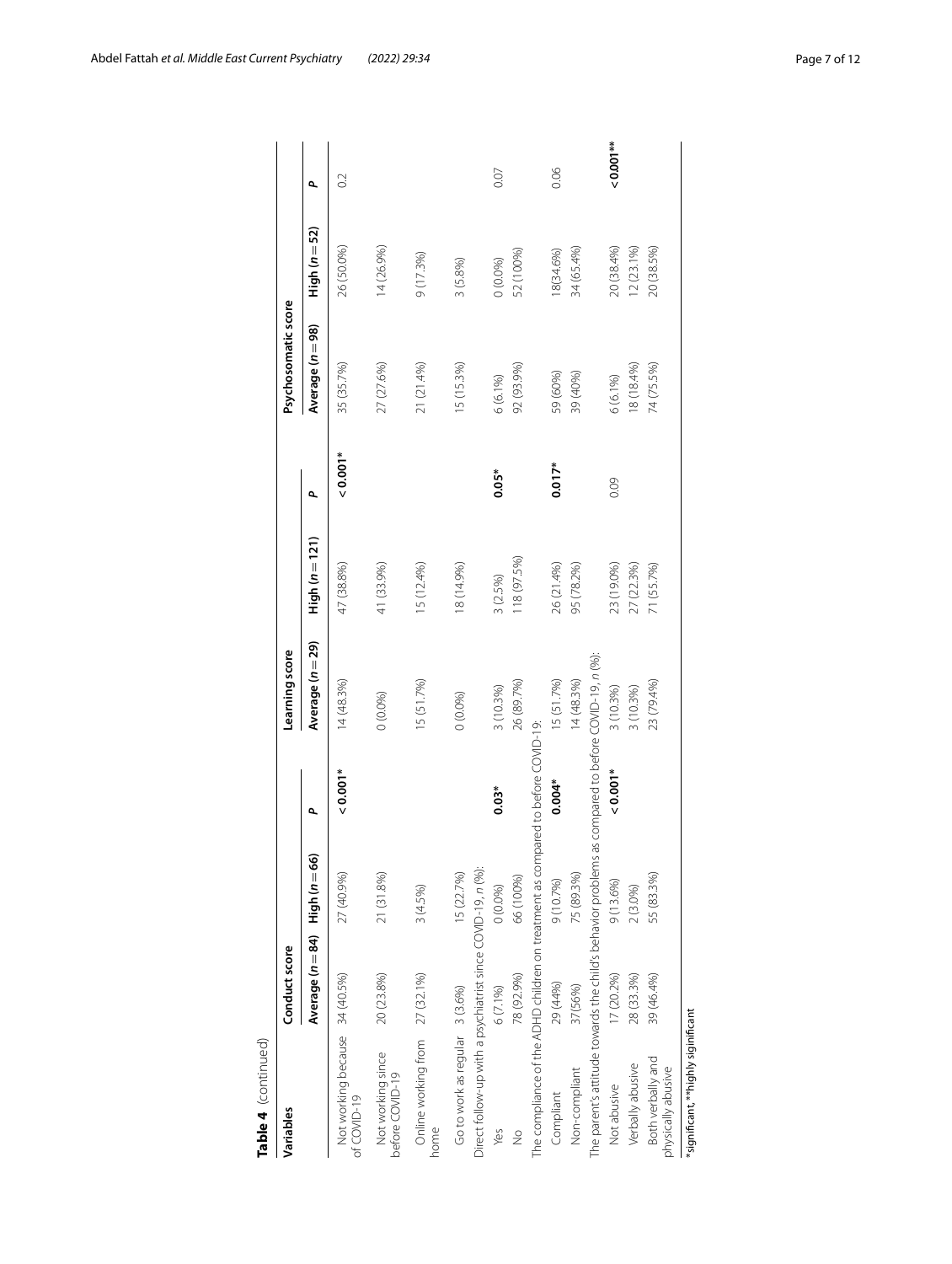**Table 4** (continued)

| Variables | Conduct score | | | Learning score | | | Psychosomatic score | | |
|---|---|---|---|---|---|---|---|---|---|
| | Average ($n = 84$) | High ($n = 66$) | P | Average ($n = 29$) | High ($n = 121$) | P | Average ($n = 98$) | High ($n = 52$) | P |
| Not working because of COVID-19 | 34 (40.5%) | 27 (40.9%) | **< 0.001*** | 14 (48.3%) | 47 (38.8%) | **< 0.001*** | 35 (35.7%) | 26 (50.0%) | 0.2 |
| Not working since before COVID-19 | 20 (23.8%) | 21 (31.8%) | | 0 (0.0%) | 41 (33.9%) | | 27 (27.6%) | 14 (26.9%) | |
| Online working from home | 27 (32.1%) | 3 (4.5%) | | 15 (51.7%) | 15 (12.4%) | | 21 (21.4%) | 9 (17.3%) | |
| Go to work as regular | 3 (3.6%) | 15 (22.7%) | | 0 (0.0%) | 18 (14.9%) | | 15 (15.3%) | 3 (5.8%) | |
| Direct follow-up with a psychiatrist since COVID-19, *n* (%): | | | | | | | | | |
| Yes | 6 (7.1%) | 0 (0.0%) | **0.03*** | 3 (10.3%) | 3 (2.5%) | **0.05*** | 6 (6.1%) | 0 (0.0%) | 0.07 |
| No | 78 (92.9%) | 66 (100%) | | 26 (89.7%) | 118 (97.5%) | | 92 (93.9%) | 52 (100%) | |
| The compliance of the ADHD children on treatment as compared to before COVID-19: | | | | | | | | | |
| Compliant | 29 (44%) | 9 (10.7%) | **0.004*** | 15 (51.7%) | 26 (21.4%) | **0.017*** | 59 (60%) | 18(34.6%) | 0.06 |
| Non-compliant | 37(56%) | 75 (89.3%) | | 14 (48.3%) | 95 (78.2%) | | 39 (40%) | 34 (65.4%) | |
| The parent's attitude towards the child's behavior problems as compared to before COVID-19, *n* (%): | | | | | | | | | |
| Not abusive | 17 (20.2%) | 9 (13.6%) | **< 0.001*** | 3 (10.3%) | 23 (19.0%) | 0.09 | 6 (6.1%) | 20 (38.4%) | **< 0.001**** |
| Verbally abusive | 28 (33.3%) | 2 (3.0%) | | 3 (10.3%) | 27 (22.3%) | | 18 (18.4%) | 12 (23.1%) | |
| Both verbally and physically abusive | 39 (46.4%) | 55 (83.3%) | | 23 (79.4%) | 71 (55.7%) | | 74 (75.5%) | 20 (38.5%) | |

*significant, **highly significant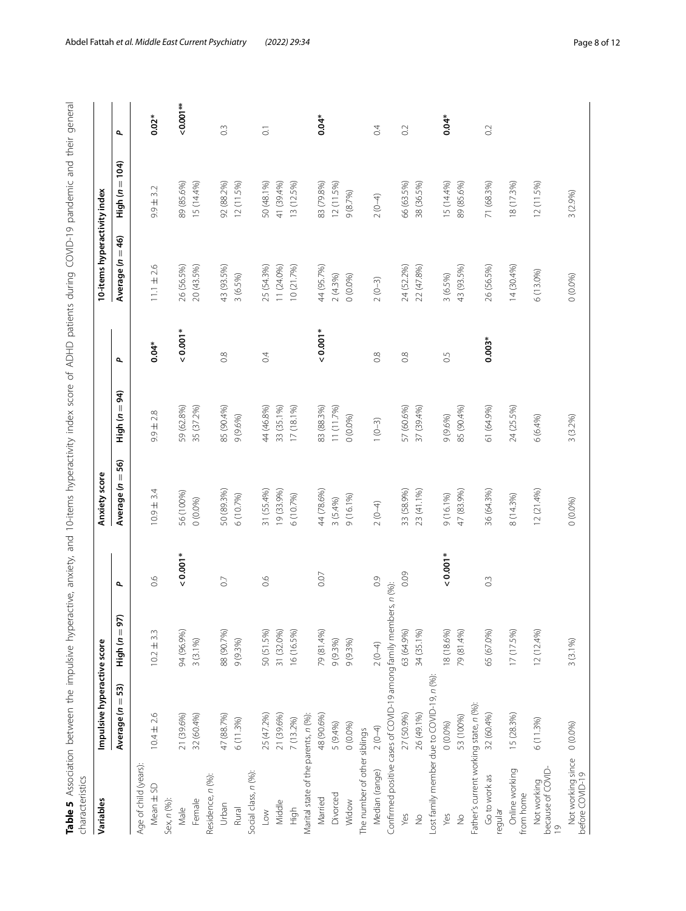**Table 5** Association between the impulsive hyperactive, anxiety, and 10-items hyperactivity index score of ADHD patients during COVID-19 pandemic and their general characteristics

| Variables | Impulsive hyperactive score | | | Anxiety score | | | 10-items hyperactivity index | | |
|---|---|---|---|---|---|---|---|---|---|
| | Average (n = 53) | High (n = 97) | P | Average (n = 56) | High (n = 94) | P | Average (n = 46) | High (n = 104) | P |
| Age of child (years): | | | | | | | | | |
| Mean ± SD | 10.4 ± 2.6 | 10.2 ± 3.3 | 0.6 | 10.9 ± 3.4 | 9.9 ± 2.8 | **0.04*** | 11.1 ± 2.6 | 9.9 ± 3.2 | **0.02*** |
| Sex, n (%): | | | | | | | | | |
| Male | 21 (39.6%) | 94 (96.9%) | **< 0.001*** | 56 (100%) | 59 (62.8%) | **< 0.001*** | 26 (56.5%) | 89 (85.6%) | **< 0.001**** |
| Female | 32 (60.4%) | 3 (3.1%) | | 0 (0.0%) | 35 (37.2%) | | 20 (43.5%) | 15 (14.4%) | |
| Residence, n (%): | | | | | | | | | |
| Urban | 47 (88.7%) | 88 (90.7%) | 0.7 | 50 (89.3%) | 85 (90.4%) | 0.8 | 43 (93.5%) | 92 (88.2%) | 0.3 |
| Rural | 6 (11.3%) | 9 (9.3%) | | 6 (10.7%) | 9 (9.6%) | | 3 (6.5%) | 12 (11.5%) | |
| Social class, n (%): | | | | | | | | | |
| Low | 25 (47.2%) | 50 (51.5%) | 0.6 | 31 (55.4%) | 44 (46.8%) | 0.4 | 25 (54.3%) | 50 (48.1%) | 0.1 |
| Middle | 21 (39.6%) | 31 (32.0%) | | 19 (33.9%) | 33 (35.1%) | | 11 (24.0%) | 41 (39.4%) | |
| High | 7 (13.2%) | 16 (16.5%) | | 6 (10.7%) | 17 (18.1%) | | 10 (21.7%) | 13 (12.5%) | |
| Marital state of the parents, n (%): | | | | | | | | | |
| Married | 48 (90.6%) | 79 (81.4%) | 0.07 | 44 (78.6%) | 83 (88.3%) | **< 0.001*** | 44 (95.7%) | 83 (79.8%) | **0.04*** |
| Divorced | 5 (9.4%) | 9 (9.3%) | | 3 (5.4%) | 11 (11.7%) | | 2 (4.3%) | 12 (11.5%) | |
| Widow | 0 (0.0%) | 9 (9.3%) | | 9 (16.1%) | 0 (0.0%) | | 0 (0.0%) | 9 (8.7%) | |
| The number of other siblings | | | | | | | | | |
| Median (range) | 2 (0–4) | 2 (0–4) | 0.9 | 2 (0–4) | 1 (0–3) | 0.8 | 2 (0–3) | 2 (0–4) | 0.4 |
| Confirmed positive cases of COVID-19 among family members, n (%): | | | | | | | | | |
| Yes | 27 (50.9%) | 63 (64.9%) | 0.09 | 33 (58.9%) | 57 (60.6%) | 0.8 | 24 (52.2%) | 66 (63.5%) | 0.2 |
| No | 26 (49.1%) | 34 (35.1%) | | 23 (41.1%) | 37 (39.4%) | | 22 (47.8%) | 38 (36.5%) | |
| Lost family member due to COVID-19, n (%): | | | | | | | | | |
| Yes | 0 (0.0%) | 18 (18.6%) | **< 0.001*** | 9 (16.1%) | 9 (9.6%) | 0.5 | 3 (6.5%) | 15 (14.4%) | **0.04*** |
| No | 53 (100%) | 79 (81.4%) | | 47 (83.9%) | 85 (90.4%) | | 43 (93.5%) | 89 (85.6%) | |
| Father's current working state, n (%): | | | | | | | | | |
| Go to work as regular | 32 (60.4%) | 65 (67.0%) | 0.3 | 36 (64.3%) | 61 (64.9%) | **0.003*** | 26 (56.5%) | 71 (68.3%) | 0.2 |
| Online working from home | 15 (28.3%) | 17 (17.5%) | | 8 (14.3%) | 24 (25.5%) | | 14 (30.4%) | 18 (17.3%) | |
| Not working because of COVID-19 | 6 (11.3%) | 12 (12.4%) | | 12 (21.4%) | 6 (6.4%) | | 6 (13.0%) | 12 (11.5%) | |
| Not working since before COVID-19 | 0 (0.0%) | 3 (3.1%) | | 0 (0.0%) | 3 (3.2%) | | 0 (0.0%) | 3 (2.9%) | |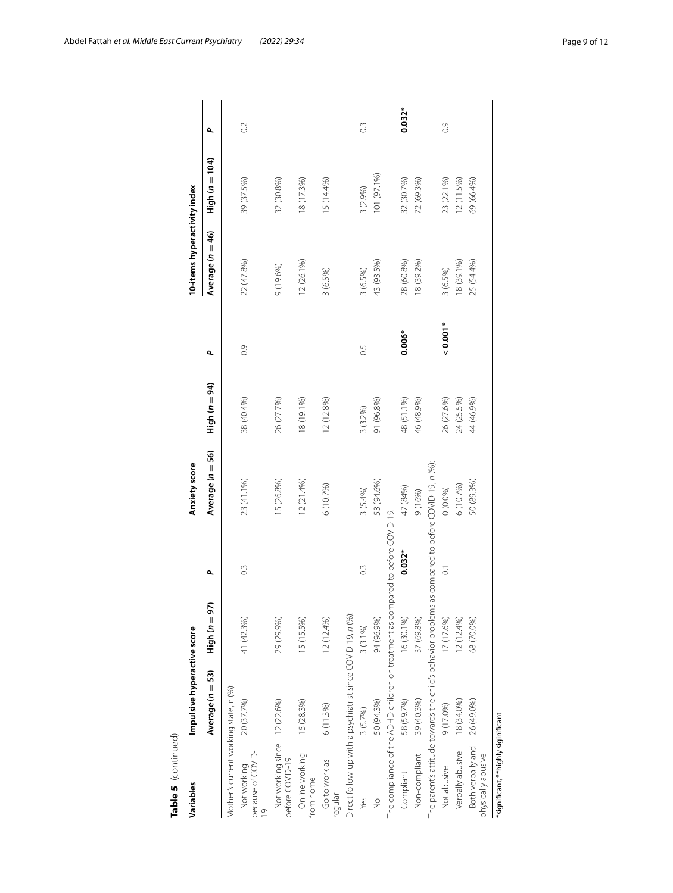**Table 5** (continued)

| Variables | Impulsive hyperactive score | | | Anxiety score | | | 10-items hyperactivity index | | |
|---|---|---|---|---|---|---|---|---|---|
| | Average (*n* = 53) | High (*n* = 97) | *P* | Average (*n* = 56) | High (*n* = 94) | *P* | Average (*n* = 46) | High (*n* = 104) | *P* |
| Mother's current working state, n (%): | | | | | | | | | |
| Not working because of COVID-19 | 20 (37.7%) | 41 (42.3%) | 0.3 | 23 (41.1%) | 38 (40.4%) | 0.9 | 22 (47.8%) | 39 (37.5%) | 0.2 |
| Not working since before COVID-19 | 12 (22.6%) | 29 (29.9%) | | 15 (26.8%) | 26 (27.7%) | | 9 (19.6%) | 32 (30.8%) | |
| Online working from home | 15 (28.3%) | 15 (15.5%) | | 12 (21.4%) | 18 (19.1%) | | 12 (26.1%) | 18 (17.3%) | |
| Go to work as regular | 6 (11.3%) | 12 (12.4%) | | 6 (10.7%) | 12 (12.8%) | | 3 (6.5%) | 15 (14.4%) | |
| Direct follow-up with a psychiatrist since COVID-19, *n* (%): | | | | | | | | | |
| Yes | 3 (5.7%) | 3 (3.1%) | 0.3 | 3 (5.4%) | 3 (3.2%) | 0.5 | 3 (6.5%) | 3 (2.9%) | 0.3 |
| No | 50 (94.3%) | 94 (96.9%) | | 53 (94.6%) | 91 (96.8%) | | 43 (93.5%) | 101 (97.1%) | |
| The compliance of the ADHD children on treatment as compared to before COVID-19: | | | | | | | | | |
| Compliant | 58 (59.7%) | 16 (30.1%) | **0.032*** | 47 (84%) | 48 (51.1%) | **0.006*** | 28 (60.8%) | 32 (30.7%) | **0.032*** |
| Non-compliant | 39 (40.3%) | 37 (69.8%) | | 9 (16%) | 46 (48.9%) | | 18 (39.2%) | 72 (69.3%) | |
| The parent's attitude towards the child's behavior problems as compared to before COVID-19, *n* (%): | | | | | | | | | |
| Not abusive | 9 (17.0%) | 17 (17.6%) | 0.1 | 0 (0.0%) | 26 (27.6%) | **< 0.001*** | 3 (6.5%) | 23 (22.1%) | 0.9 |
| Verbally abusive | 18 (34.0%) | 12 (12.4%) | | 6 (10.7%) | 24 (25.5%) | | 18 (39.1%) | 12 (11.5%) | |
| Both verbally and physically abusive | 26 (49.0%) | 68 (70.0%) | | 50 (89.3%) | 44 (46.9%) | | 25 (54.4%) | 69 (66.4%) | |

*significant, **highly significant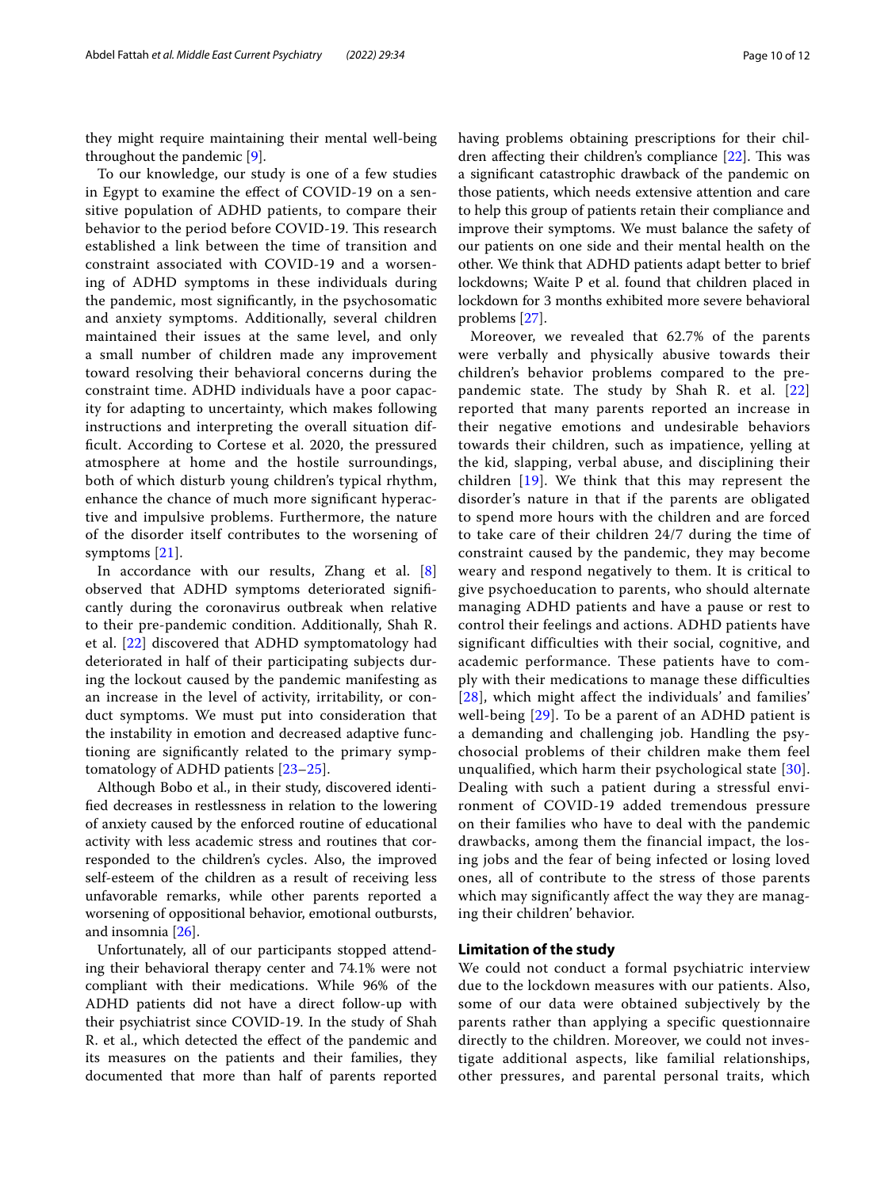they might require maintaining their mental well-being throughout the pandemic [9].

To our knowledge, our study is one of a few studies in Egypt to examine the effect of COVID-19 on a sensitive population of ADHD patients, to compare their behavior to the period before COVID-19. This research established a link between the time of transition and constraint associated with COVID-19 and a worsening of ADHD symptoms in these individuals during the pandemic, most significantly, in the psychosomatic and anxiety symptoms. Additionally, several children maintained their issues at the same level, and only a small number of children made any improvement toward resolving their behavioral concerns during the constraint time. ADHD individuals have a poor capacity for adapting to uncertainty, which makes following instructions and interpreting the overall situation difficult. According to Cortese et al. 2020, the pressured atmosphere at home and the hostile surroundings, both of which disturb young children's typical rhythm, enhance the chance of much more significant hyperactive and impulsive problems. Furthermore, the nature of the disorder itself contributes to the worsening of symptoms [21].

In accordance with our results, Zhang et al. [8] observed that ADHD symptoms deteriorated significantly during the coronavirus outbreak when relative to their pre-pandemic condition. Additionally, Shah R. et al. [22] discovered that ADHD symptomatology had deteriorated in half of their participating subjects during the lockout caused by the pandemic manifesting as an increase in the level of activity, irritability, or conduct symptoms. We must put into consideration that the instability in emotion and decreased adaptive functioning are significantly related to the primary symptomatology of ADHD patients [23–25].

Although Bobo et al., in their study, discovered identified decreases in restlessness in relation to the lowering of anxiety caused by the enforced routine of educational activity with less academic stress and routines that corresponded to the children's cycles. Also, the improved self-esteem of the children as a result of receiving less unfavorable remarks, while other parents reported a worsening of oppositional behavior, emotional outbursts, and insomnia [26].

Unfortunately, all of our participants stopped attending their behavioral therapy center and 74.1% were not compliant with their medications. While 96% of the ADHD patients did not have a direct follow-up with their psychiatrist since COVID-19. In the study of Shah R. et al., which detected the effect of the pandemic and its measures on the patients and their families, they documented that more than half of parents reported having problems obtaining prescriptions for their children affecting their children's compliance [22]. This was a significant catastrophic drawback of the pandemic on those patients, which needs extensive attention and care to help this group of patients retain their compliance and improve their symptoms. We must balance the safety of our patients on one side and their mental health on the other. We think that ADHD patients adapt better to brief lockdowns; Waite P et al. found that children placed in lockdown for 3 months exhibited more severe behavioral problems [27].

Moreover, we revealed that 62.7% of the parents were verbally and physically abusive towards their children's behavior problems compared to the pre-pandemic state. The study by Shah R. et al. [22] reported that many parents reported an increase in their negative emotions and undesirable behaviors towards their children, such as impatience, yelling at the kid, slapping, verbal abuse, and disciplining their children [19]. We think that this may represent the disorder's nature in that if the parents are obligated to spend more hours with the children and are forced to take care of their children 24/7 during the time of constraint caused by the pandemic, they may become weary and respond negatively to them. It is critical to give psychoeducation to parents, who should alternate managing ADHD patients and have a pause or rest to control their feelings and actions. ADHD patients have significant difficulties with their social, cognitive, and academic performance. These patients have to comply with their medications to manage these difficulties [28], which might affect the individuals' and families' well-being [29]. To be a parent of an ADHD patient is a demanding and challenging job. Handling the psychosocial problems of their children make them feel unqualified, which harm their psychological state [30]. Dealing with such a patient during a stressful environment of COVID-19 added tremendous pressure on their families who have to deal with the pandemic drawbacks, among them the financial impact, the losing jobs and the fear of being infected or losing loved ones, all of contribute to the stress of those parents which may significantly affect the way they are managing their children' behavior.

## Limitation of the study

We could not conduct a formal psychiatric interview due to the lockdown measures with our patients. Also, some of our data were obtained subjectively by the parents rather than applying a specific questionnaire directly to the children. Moreover, we could not investigate additional aspects, like familial relationships, other pressures, and parental personal traits, which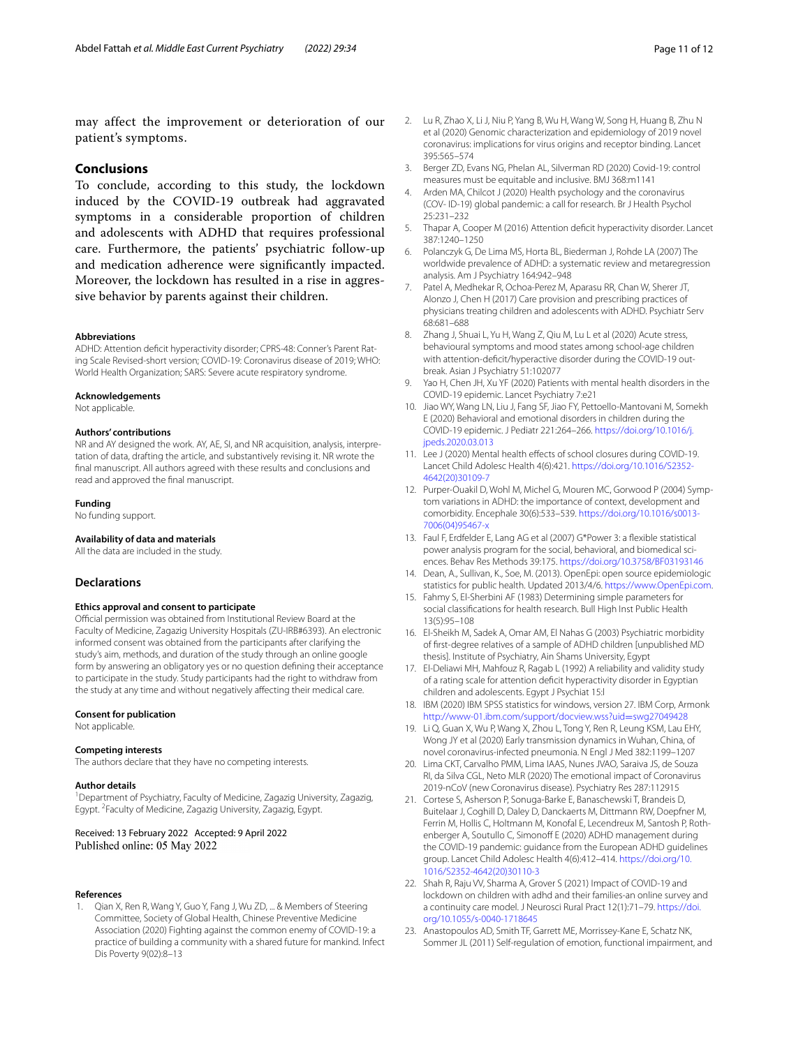may affect the improvement or deterioration of our patient's symptoms.

## Conclusions

To conclude, according to this study, the lockdown induced by the COVID-19 outbreak had aggravated symptoms in a considerable proportion of children and adolescents with ADHD that requires professional care. Furthermore, the patients' psychiatric follow-up and medication adherence were significantly impacted. Moreover, the lockdown has resulted in a rise in aggressive behavior by parents against their children.

#### Abbreviations

ADHD: Attention deficit hyperactivity disorder; CPRS-48: Conner's Parent Rating Scale Revised-short version; COVID-19: Coronavirus disease of 2019; WHO: World Health Organization; SARS: Severe acute respiratory syndrome.

#### Acknowledgements

Not applicable.

#### Authors' contributions

NR and AY designed the work. AY, AE, SI, and NR acquisition, analysis, interpretation of data, drafting the article, and substantively revising it. NR wrote the final manuscript. All authors agreed with these results and conclusions and read and approved the final manuscript.

#### Funding

No funding support.

#### Availability of data and materials

All the data are included in the study.

### Declarations

#### Ethics approval and consent to participate

Official permission was obtained from Institutional Review Board at the Faculty of Medicine, Zagazig University Hospitals (ZU-IRB#6393). An electronic informed consent was obtained from the participants after clarifying the study's aim, methods, and duration of the study through an online google form by answering an obligatory yes or no question defining their acceptance to participate in the study. Study participants had the right to withdraw from the study at any time and without negatively affecting their medical care.

#### Consent for publication

Not applicable.

#### Competing interests

The authors declare that they have no competing interests.

#### Author details

[1]Department of Psychiatry, Faculty of Medicine, Zagazig University, Zagazig, Egypt. [2]Faculty of Medicine, Zagazig University, Zagazig, Egypt.

Received: 13 February 2022 Accepted: 9 April 2022
Published online: 05 May 2022

#### References

1. Qian X, Ren R, Wang Y, Guo Y, Fang J, Wu ZD, ... & Members of Steering Committee, Society of Global Health, Chinese Preventive Medicine Association (2020) Fighting against the common enemy of COVID-19: a practice of building a community with a shared future for mankind. Infect Dis Poverty 9(02):8–13
2. Lu R, Zhao X, Li J, Niu P, Yang B, Wu H, Wang W, Song H, Huang B, Zhu N et al (2020) Genomic characterization and epidemiology of 2019 novel coronavirus: implications for virus origins and receptor binding. Lancet 395:565–574
3. Berger ZD, Evans NG, Phelan AL, Silverman RD (2020) Covid-19: control measures must be equitable and inclusive. BMJ 368:m1141
4. Arden MA, Chilcot J (2020) Health psychology and the coronavirus (COV- ID-19) global pandemic: a call for research. Br J Health Psychol 25:231–232
5. Thapar A, Cooper M (2016) Attention deficit hyperactivity disorder. Lancet 387:1240–1250
6. Polanczyk G, De Lima MS, Horta BL, Biederman J, Rohde LA (2007) The worldwide prevalence of ADHD: a systematic review and metaregression analysis. Am J Psychiatry 164:942–948
7. Patel A, Medhekar R, Ochoa-Perez M, Aparasu RR, Chan W, Sherer JT, Alonzo J, Chen H (2017) Care provision and prescribing practices of physicians treating children and adolescents with ADHD. Psychiatr Serv 68:681–688
8. Zhang J, Shuai L, Yu H, Wang Z, Qiu M, Lu L et al (2020) Acute stress, behavioural symptoms and mood states among school-age children with attention-deficit/hyperactive disorder during the COVID-19 outbreak. Asian J Psychiatry 51:102077
9. Yao H, Chen JH, Xu YF (2020) Patients with mental health disorders in the COVID-19 epidemic. Lancet Psychiatry 7:e21
10. Jiao WY, Wang LN, Liu J, Fang SF, Jiao FY, Pettoello-Mantovani M, Somekh E (2020) Behavioral and emotional disorders in children during the COVID-19 epidemic. J Pediatr 221:264–266. https://doi.org/10.1016/j.jpeds.2020.03.013
11. Lee J (2020) Mental health effects of school closures during COVID-19. Lancet Child Adolesc Health 4(6):421. https://doi.org/10.1016/S2352-4642(20)30109-7
12. Purper-Ouakil D, Wohl M, Michel G, Mouren MC, Gorwood P (2004) Symptom variations in ADHD: the importance of context, development and comorbidity. Encephale 30(6):533–539. https://doi.org/10.1016/s0013-7006(04)95467-x
13. Faul F, Erdfelder E, Lang AG et al (2007) G*Power 3: a flexible statistical power analysis program for the social, behavioral, and biomedical sciences. Behav Res Methods 39:175. https://doi.org/10.3758/BF03193146
14. Dean, A., Sullivan, K., Soe, M. (2013). OpenEpi: open source epidemiologic statistics for public health. Updated 2013/4/6. https://www.OpenEpi.com.
15. Fahmy S, El-Sherbini AF (1983) Determining simple parameters for social classifications for health research. Bull High Inst Public Health 13(5):95–108
16. El-Sheikh M, Sadek A, Omar AM, El Nahas G (2003) Psychiatric morbidity of first-degree relatives of a sample of ADHD children [unpublished MD thesis]. Institute of Psychiatry, Ain Shams University, Egypt
17. El-Deliawi MH, Mahfouz R, Ragab L (1992) A reliability and validity study of a rating scale for attention deficit hyperactivity disorder in Egyptian children and adolescents. Egypt J Psychiat 15:l
18. IBM (2020) IBM SPSS statistics for windows, version 27. IBM Corp, Armonk http://www-01.ibm.com/support/docview.wss?uid=swg27049428
19. Li Q, Guan X, Wu P, Wang X, Zhou L, Tong Y, Ren R, Leung KSM, Lau EHY, Wong JY et al (2020) Early transmission dynamics in Wuhan, China, of novel coronavirus-infected pneumonia. N Engl J Med 382:1199–1207
20. Lima CKT, Carvalho PMM, Lima IAAS, Nunes JVAO, Saraiva JS, de Souza RI, da Silva CGL, Neto MLR (2020) The emotional impact of Coronavirus 2019-nCoV (new Coronavirus disease). Psychiatry Res 287:112915
21. Cortese S, Asherson P, Sonuga-Barke E, Banaschewski T, Brandeis D, Buitelaar J, Coghill D, Daley D, Danckaerts M, Dittmann RW, Doepfner M, Ferrin M, Hollis C, Holtmann M, Konofal E, Lecendreux M, Santosh P, Rothenberger A, Soutullo C, Simonoff E (2020) ADHD management during the COVID-19 pandemic: guidance from the European ADHD guidelines group. Lancet Child Adolesc Health 4(6):412–414. https://doi.org/10.1016/S2352-4642(20)30110-3
22. Shah R, Raju VV, Sharma A, Grover S (2021) Impact of COVID-19 and lockdown on children with adhd and their families-an online survey and a continuity care model. J Neurosci Rural Pract 12(1):71–79. https://doi.org/10.1055/s-0040-1718645
23. Anastopoulos AD, Smith TF, Garrett ME, Morrissey-Kane E, Schatz NK, Sommer JL (2011) Self-regulation of emotion, functional impairment, and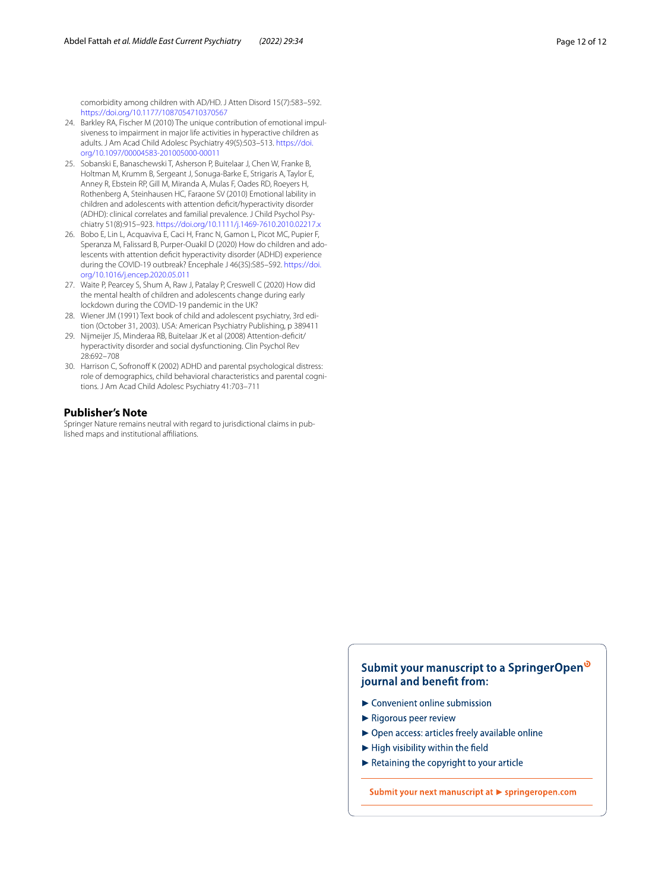comorbidity among children with AD/HD. J Atten Disord 15(7):583–592. https://doi.org/10.1177/1087054710370567

24. Barkley RA, Fischer M (2010) The unique contribution of emotional impulsiveness to impairment in major life activities in hyperactive children as adults. J Am Acad Child Adolesc Psychiatry 49(5):503–513. https://doi.org/10.1097/00004583-201005000-00011
25. Sobanski E, Banaschewski T, Asherson P, Buitelaar J, Chen W, Franke B, Holtman M, Krumm B, Sergeant J, Sonuga-Barke E, Strigaris A, Taylor E, Anney R, Ebstein RP, Gill M, Miranda A, Mulas F, Oades RD, Roeyers H, Rothenberg A, Steinhausen HC, Faraone SV (2010) Emotional lability in children and adolescents with attention deficit/hyperactivity disorder (ADHD): clinical correlates and familial prevalence. J Child Psychol Psychiatry 51(8):915–923. https://doi.org/10.1111/j.1469-7610.2010.02217.x
26. Bobo E, Lin L, Acquaviva E, Caci H, Franc N, Gamon L, Picot MC, Pupier F, Speranza M, Falissard B, Purper-Ouakil D (2020) How do children and adolescents with attention deficit hyperactivity disorder (ADHD) experience during the COVID-19 outbreak? Encephale J 46(3S):S85–S92. https://doi.org/10.1016/j.encep.2020.05.011
27. Waite P, Pearcey S, Shum A, Raw J, Patalay P, Creswell C (2020) How did the mental health of children and adolescents change during early lockdown during the COVID-19 pandemic in the UK?
28. Wiener JM (1991) Text book of child and adolescent psychiatry, 3rd edition (October 31, 2003). USA: American Psychiatry Publishing, p 389411
29. Nijmeijer JS, Minderaa RB, Buitelaar JK et al (2008) Attention-deficit/hyperactivity disorder and social dysfunctioning. Clin Psychol Rev 28:692–708
30. Harrison C, Sofronoff K (2002) ADHD and parental psychological distress: role of demographics, child behavioral characteristics and parental cognitions. J Am Acad Child Adolesc Psychiatry 41:703–711

## Publisher's Note

Springer Nature remains neutral with regard to jurisdictional claims in published maps and institutional affiliations.

**Submit your manuscript to a SpringerOpen journal and benefit from:**

- Convenient online submission
- Rigorous peer review
- Open access: articles freely available online
- High visibility within the field
- Retaining the copyright to your article

**Submit your next manuscript at ► springeropen.com**